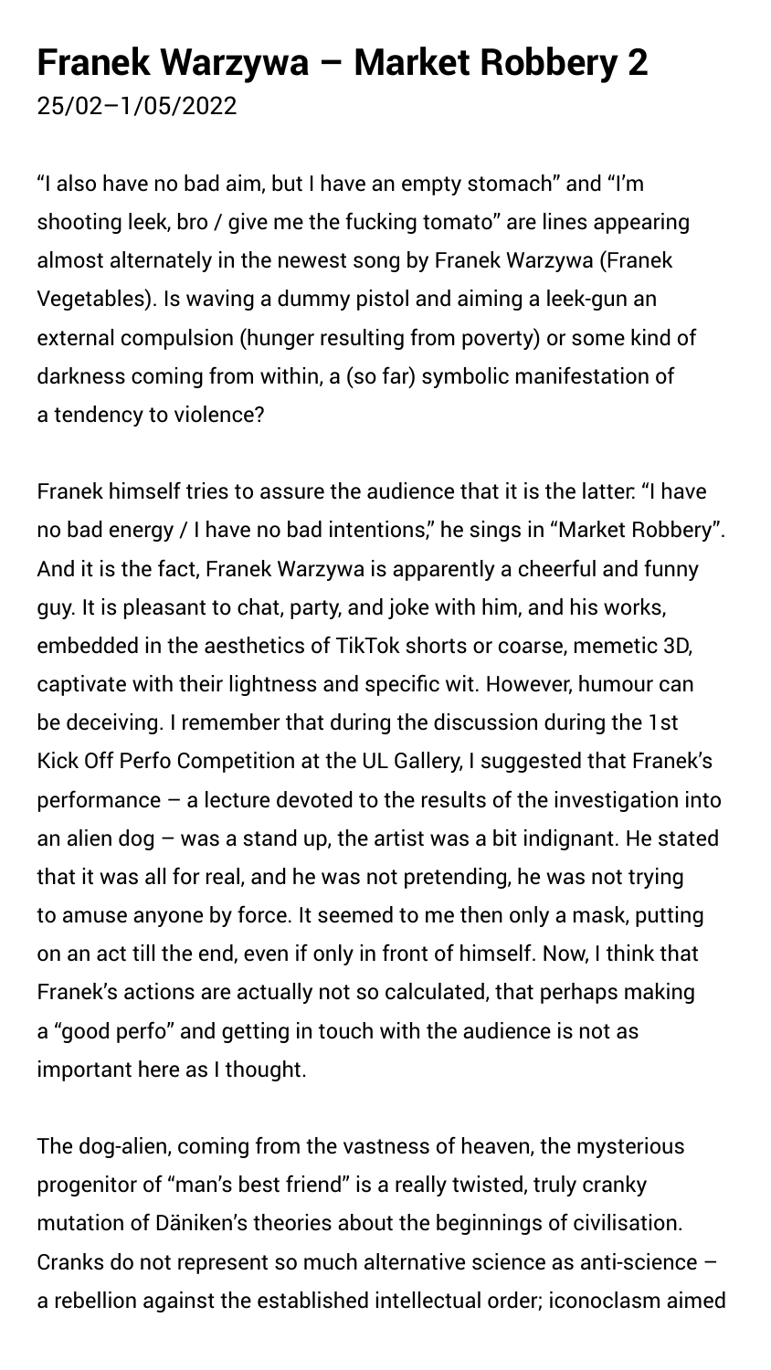# Franek Warzywa – Market Robbery 2

25/02–1/05/2022

"I also have no bad aim, but I have an empty stomach" and "I'm shooting leek, bro / give me the fucking tomato" are lines appearing almost alternately in the newest song by Franek Warzywa (Franek Vegetables). Is waving a dummy pistol and aiming a leek-gun an external compulsion (hunger resulting from poverty) or some kind of darkness coming from within, a (so far) symbolic manifestation of a tendency to violence?

Franek himself tries to assure the audience that it is the latter: "I have no bad energy / I have no bad intentions," he sings in "Market Robbery". And it is the fact, Franek Warzywa is apparently a cheerful and funny guy. It is pleasant to chat, party, and joke with him, and his works, embedded in the aesthetics of TikTok shorts or coarse, memetic 3D, captivate with their lightness and specific wit. However, humour can be deceiving. I remember that during the discussion during the 1st Kick Off Perfo Competition at the UL Gallery, I suggested that Franek's performance – a lecture devoted to the results of the investigation into an alien dog – was a stand up, the artist was a bit indignant. He stated that it was all for real, and he was not pretending, he was not trying to amuse anyone by force. It seemed to me then only a mask, putting on an act till the end, even if only in front of himself. Now, I think that Franek's actions are actually not so calculated, that perhaps making a "good perfo" and getting in touch with the audience is not as important here as I thought.

The dog-alien, coming from the vastness of heaven, the mysterious progenitor of "man's best friend" is a really twisted, truly cranky mutation of Däniken's theories about the beginnings of civilisation. Cranks do not represent so much alternative science as anti-science – a rebellion against the established intellectual order; iconoclasm aimed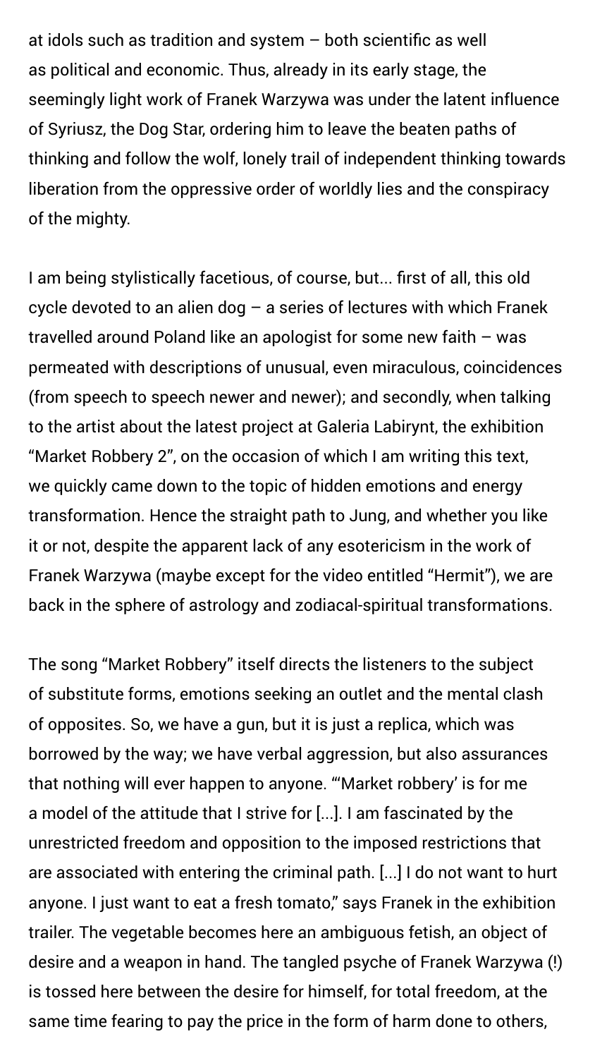at idols such as tradition and system – both scientific as well as political and economic. Thus, already in its early stage, the seemingly light work of Franek Warzywa was under the latent influence of Syriusz, the Dog Star, ordering him to leave the beaten paths of thinking and follow the wolf, lonely trail of independent thinking towards liberation from the oppressive order of worldly lies and the conspiracy of the mighty.

I am being stylistically facetious, of course, but... first of all, this old cycle devoted to an alien dog – a series of lectures with which Franek travelled around Poland like an apologist for some new faith – was permeated with descriptions of unusual, even miraculous, coincidences (from speech to speech newer and newer); and secondly, when talking to the artist about the latest project at Galeria Labirynt, the exhibition "Market Robbery 2", on the occasion of which I am writing this text, we quickly came down to the topic of hidden emotions and energy transformation. Hence the straight path to Jung, and whether you like it or not, despite the apparent lack of any esotericism in the work of Franek Warzywa (maybe except for the video entitled "Hermit"), we are back in the sphere of astrology and zodiacal-spiritual transformations.

The song "Market Robbery" itself directs the listeners to the subject of substitute forms, emotions seeking an outlet and the mental clash of opposites. So, we have a gun, but it is just a replica, which was borrowed by the way; we have verbal aggression, but also assurances that nothing will ever happen to anyone. "'Market robbery' is for me a model of the attitude that I strive for [...]. I am fascinated by the unrestricted freedom and opposition to the imposed restrictions that are associated with entering the criminal path. [...] I do not want to hurt anyone. I just want to eat a fresh tomato," says Franek in the exhibition trailer. The vegetable becomes here an ambiguous fetish, an object of desire and a weapon in hand. The tangled psyche of Franek Warzywa (!) is tossed here between the desire for himself, for total freedom, at the same time fearing to pay the price in the form of harm done to others,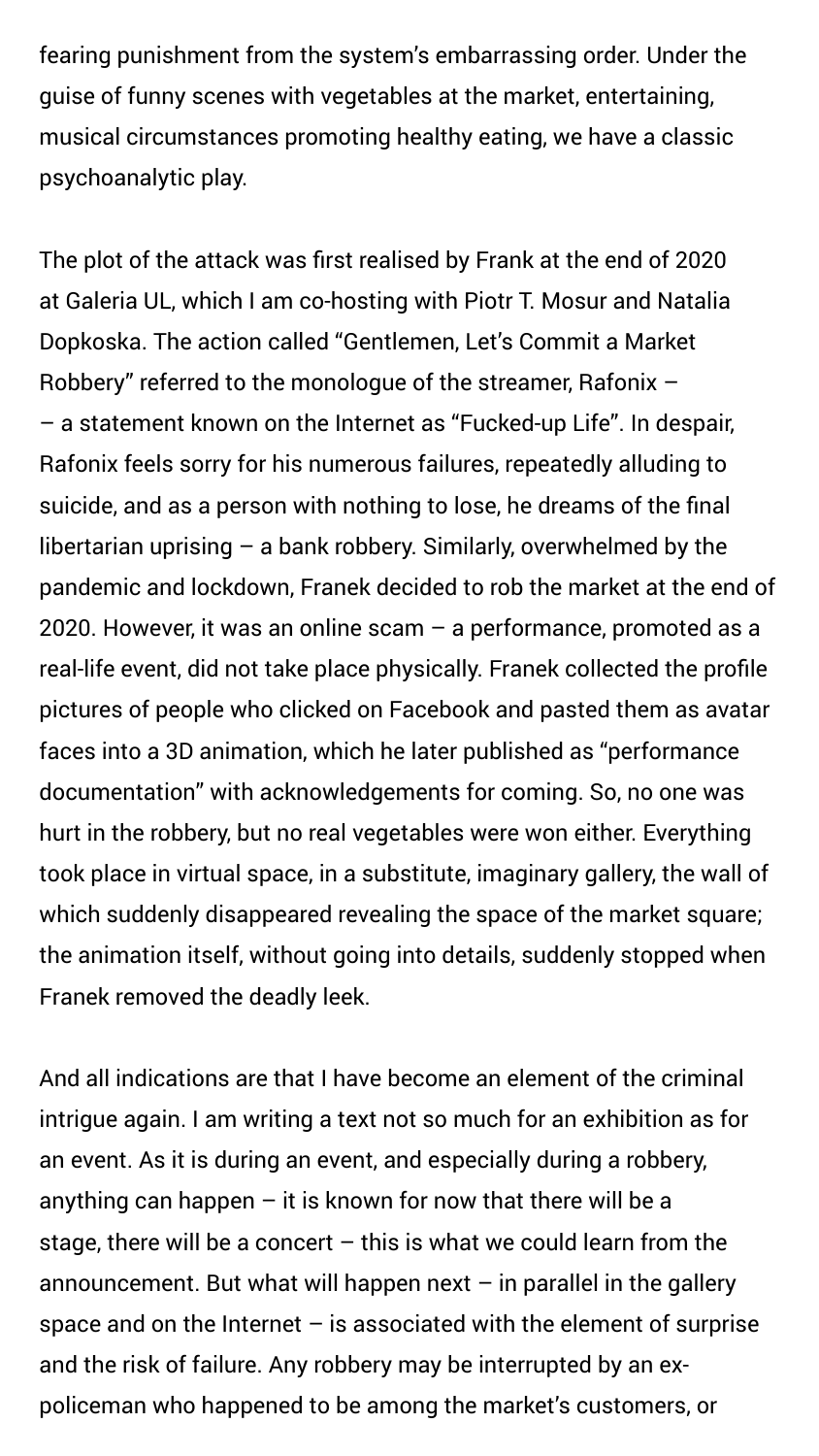fearing punishment from the system's embarrassing order. Under the guise of funny scenes with vegetables at the market, entertaining, musical circumstances promoting healthy eating, we have a classic psychoanalytic play.

The plot of the attack was first realised by Frank at the end of 2020 at Galeria UL, which I am co-hosting with Piotr T. Mosur and Natalia Dopkoska. The action called "Gentlemen, Let's Commit a Market Robbery" referred to the monologue of the streamer, Rafonix – – a statement known on the Internet as "Fucked-up Life". In despair, Rafonix feels sorry for his numerous failures, repeatedly alluding to suicide, and as a person with nothing to lose, he dreams of the final libertarian uprising – a bank robbery. Similarly, overwhelmed by the pandemic and lockdown, Franek decided to rob the market at the end of 2020. However, it was an online scam – a performance, promoted as a real-life event, did not take place physically. Franek collected the profile pictures of people who clicked on Facebook and pasted them as avatar faces into a 3D animation, which he later published as "performance documentation" with acknowledgements for coming. So, no one was hurt in the robbery, but no real vegetables were won either. Everything took place in virtual space, in a substitute, imaginary gallery, the wall of which suddenly disappeared revealing the space of the market square; the animation itself, without going into details, suddenly stopped when Franek removed the deadly leek.

And all indications are that I have become an element of the criminal intrigue again. I am writing a text not so much for an exhibition as for an event. As it is during an event, and especially during a robbery, anything can happen – it is known for now that there will be a stage, there will be a concert – this is what we could learn from the announcement. But what will happen next – in parallel in the gallery space and on the Internet – is associated with the element of surprise and the risk of failure. Any robbery may be interrupted by an ex-policeman who happened to be among the market's customers, or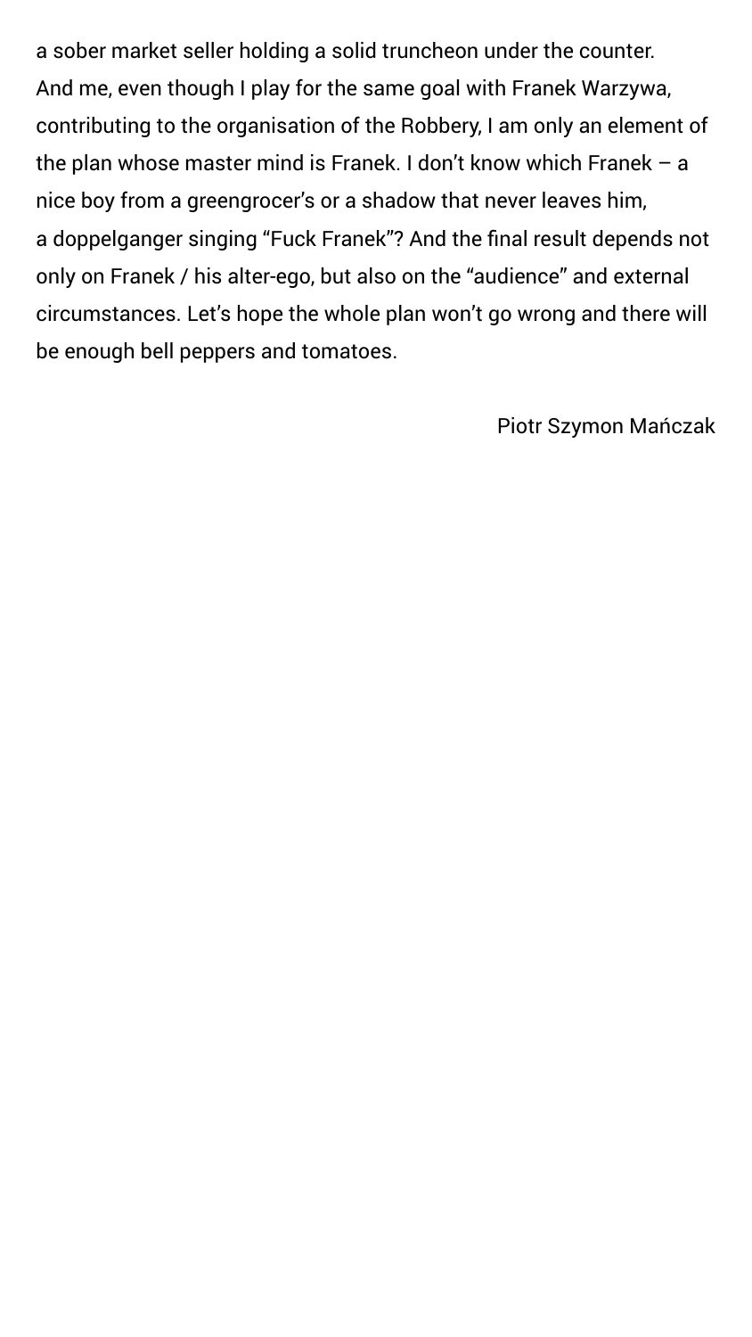a sober market seller holding a solid truncheon under the counter. And me, even though I play for the same goal with Franek Warzywa, contributing to the organisation of the Robbery, I am only an element of the plan whose master mind is Franek. I don't know which Franek – a nice boy from a greengrocer's or a shadow that never leaves him, a doppelganger singing "Fuck Franek"? And the final result depends not only on Franek / his alter-ego, but also on the "audience" and external circumstances. Let's hope the whole plan won't go wrong and there will be enough bell peppers and tomatoes.

Piotr Szymon Mańczak